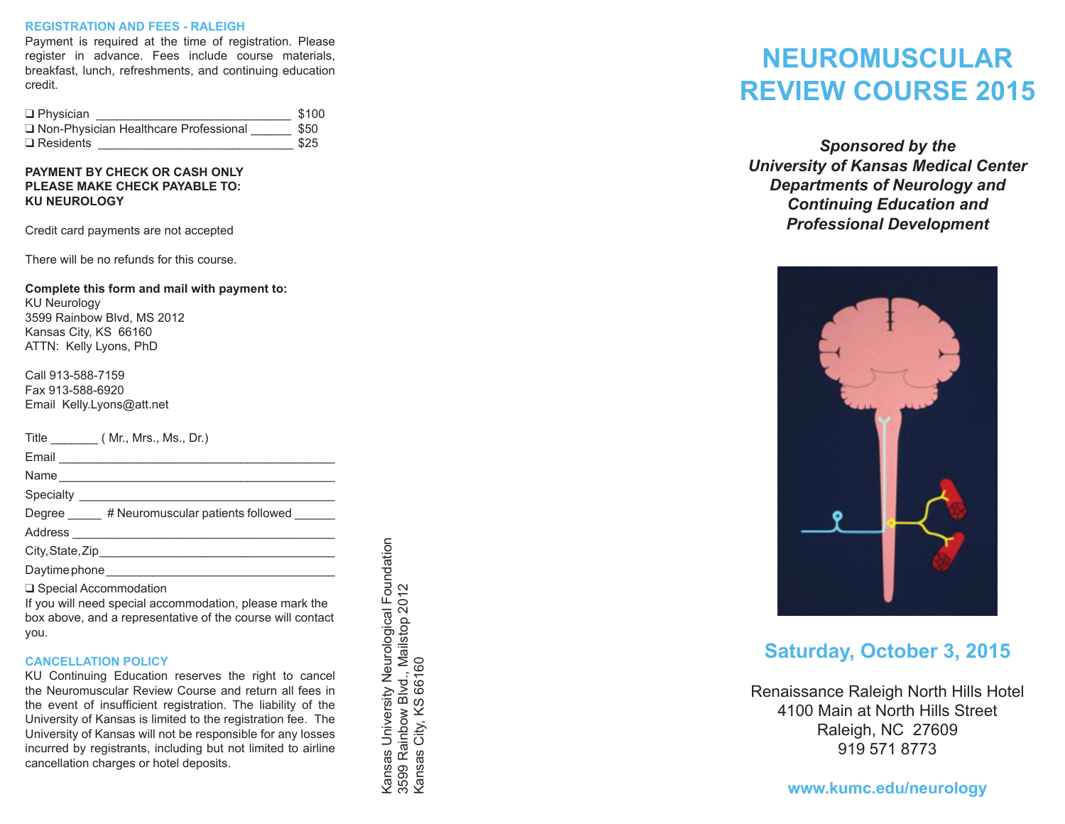### REGISTRATION AND FEES - RALEIGH

Payment is required at the time of registration. Please register in advance. Fees include course materials, breakfast, lunch, refreshments, and continuing education credit.

- ❑ Physician ____________________________ $100
- ❑ Non-Physician Healthcare Professional ______ $50
- ❑ Residents ____________________________ $25

**PAYMENT BY CHECK OR CASH ONLY**
**PLEASE MAKE CHECK PAYABLE TO:**
**KU NEUROLOGY**

Credit card payments are not accepted

There will be no refunds for this course.

**Complete this form and mail with payment to:**
KU Neurology
3599 Rainbow Blvd, MS 2012
Kansas City, KS 66160
ATTN: Kelly Lyons, PhD

Call 913-588-7159
Fax 913-588-6920
Email Kelly.Lyons@att.net

Title _______ ( Mr., Mrs., Ms., Dr.)

Email ________________________________________

Name ________________________________________

Specialty _____________________________________

Degree _____ # Neuromuscular patients followed ______

Address ______________________________________

City, State, Zip _________________________________

Daytime phone _________________________________

❑ Special Accommodation
If you will need special accommodation, please mark the box above, and a representative of the course will contact you.

### CANCELLATION POLICY

KU Continuing Education reserves the right to cancel the Neuromuscular Review Course and return all fees in the event of insufficient registration. The liability of the University of Kansas is limited to the registration fee. The University of Kansas will not be responsible for any losses incurred by registrants, including but not limited to airline cancellation charges or hotel deposits.

Kansas University Neurological Foundation
3599 Rainbow Blvd., Mailstop 2012
Kansas City, KS 66160

# NEUROMUSCULAR REVIEW COURSE 2015

***Sponsored by the University of Kansas Medical Center Departments of Neurology and Continuing Education and Professional Development***

## Saturday, October 3, 2015

Renaissance Raleigh North Hills Hotel
4100 Main at North Hills Street
Raleigh, NC 27609
919 571 8773

**www.kumc.edu/neurology**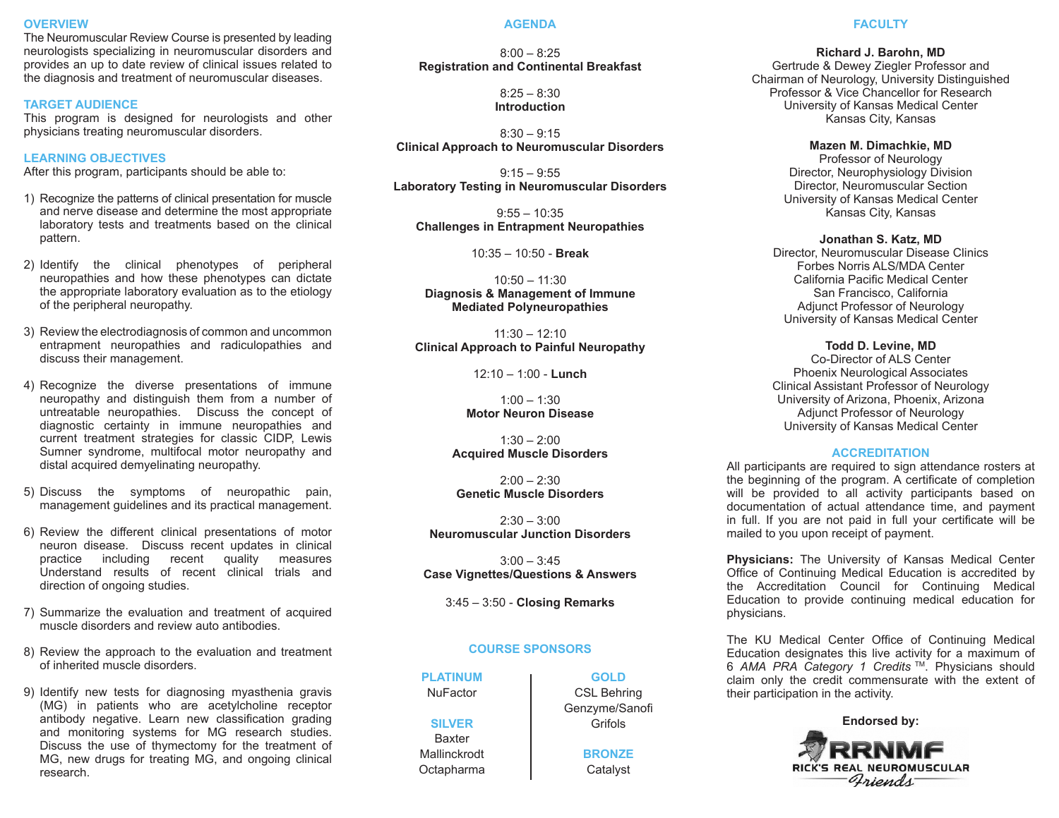## OVERVIEW

The Neuromuscular Review Course is presented by leading neurologists specializing in neuromuscular disorders and provides an up to date review of clinical issues related to the diagnosis and treatment of neuromuscular diseases.

## TARGET AUDIENCE

This program is designed for neurologists and other physicians treating neuromuscular disorders.

## LEARNING OBJECTIVES

After this program, participants should be able to:

1) Recognize the patterns of clinical presentation for muscle and nerve disease and determine the most appropriate laboratory tests and treatments based on the clinical pattern.

2) Identify the clinical phenotypes of peripheral neuropathies and how these phenotypes can dictate the appropriate laboratory evaluation as to the etiology of the peripheral neuropathy.

3) Review the electrodiagnosis of common and uncommon entrapment neuropathies and radiculopathies and discuss their management.

4) Recognize the diverse presentations of immune neuropathy and distinguish them from a number of untreatable neuropathies. Discuss the concept of diagnostic certainty in immune neuropathies and current treatment strategies for classic CIDP, Lewis Sumner syndrome, multifocal motor neuropathy and distal acquired demyelinating neuropathy.

5) Discuss the symptoms of neuropathic pain, management guidelines and its practical management.

6) Review the different clinical presentations of motor neuron disease. Discuss recent updates in clinical practice including recent quality measures Understand results of recent clinical trials and direction of ongoing studies.

7) Summarize the evaluation and treatment of acquired muscle disorders and review auto antibodies.

8) Review the approach to the evaluation and treatment of inherited muscle disorders.

9) Identify new tests for diagnosing myasthenia gravis (MG) in patients who are acetylcholine receptor antibody negative. Learn new classification grading and monitoring systems for MG research studies. Discuss the use of thymectomy for the treatment of MG, new drugs for treating MG, and ongoing clinical research.

## AGENDA

8:00 – 8:25
**Registration and Continental Breakfast**

8:25 – 8:30
**Introduction**

8:30 – 9:15
**Clinical Approach to Neuromuscular Disorders**

9:15 – 9:55
**Laboratory Testing in Neuromuscular Disorders**

9:55 – 10:35
**Challenges in Entrapment Neuropathies**

10:35 – 10:50 - **Break**

10:50 – 11:30
**Diagnosis & Management of Immune Mediated Polyneuropathies**

11:30 – 12:10
**Clinical Approach to Painful Neuropathy**

12:10 – 1:00 - **Lunch**

1:00 – 1:30
**Motor Neuron Disease**

1:30 – 2:00
**Acquired Muscle Disorders**

2:00 – 2:30
**Genetic Muscle Disorders**

2:30 – 3:00
**Neuromuscular Junction Disorders**

3:00 – 3:45
**Case Vignettes/Questions & Answers**

3:45 – 3:50 - **Closing Remarks**

## COURSE SPONSORS

**PLATINUM**
NuFactor

**SILVER**
Baxter
Mallinckrodt
Octapharma

**GOLD**
CSL Behring
Genzyme/Sanofi
Grifols

**BRONZE**
Catalyst

## FACULTY

**Richard J. Barohn, MD**
Gertrude & Dewey Ziegler Professor and Chairman of Neurology, University Distinguished Professor & Vice Chancellor for Research
University of Kansas Medical Center
Kansas City, Kansas

**Mazen M. Dimachkie, MD**
Professor of Neurology
Director, Neurophysiology Division
Director, Neuromuscular Section
University of Kansas Medical Center
Kansas City, Kansas

**Jonathan S. Katz, MD**
Director, Neuromuscular Disease Clinics
Forbes Norris ALS/MDA Center
California Pacific Medical Center
San Francisco, California
Adjunct Professor of Neurology
University of Kansas Medical Center

**Todd D. Levine, MD**
Co-Director of ALS Center
Phoenix Neurological Associates
Clinical Assistant Professor of Neurology
University of Arizona, Phoenix, Arizona
Adjunct Professor of Neurology
University of Kansas Medical Center

## ACCREDITATION

All participants are required to sign attendance rosters at the beginning of the program. A certificate of completion will be provided to all activity participants based on documentation of actual attendance time, and payment in full. If you are not paid in full your certificate will be mailed to you upon receipt of payment.

**Physicians:** The University of Kansas Medical Center Office of Continuing Medical Education is accredited by the Accreditation Council for Continuing Medical Education to provide continuing medical education for physicians.

The KU Medical Center Office of Continuing Medical Education designates this live activity for a maximum of 6 *AMA PRA Category 1 Credits* ™. Physicians should claim only the credit commensurate with the extent of their participation in the activity.

**Endorsed by:**

RRNMF
RICK'S REAL NEUROMUSCULAR
Friends